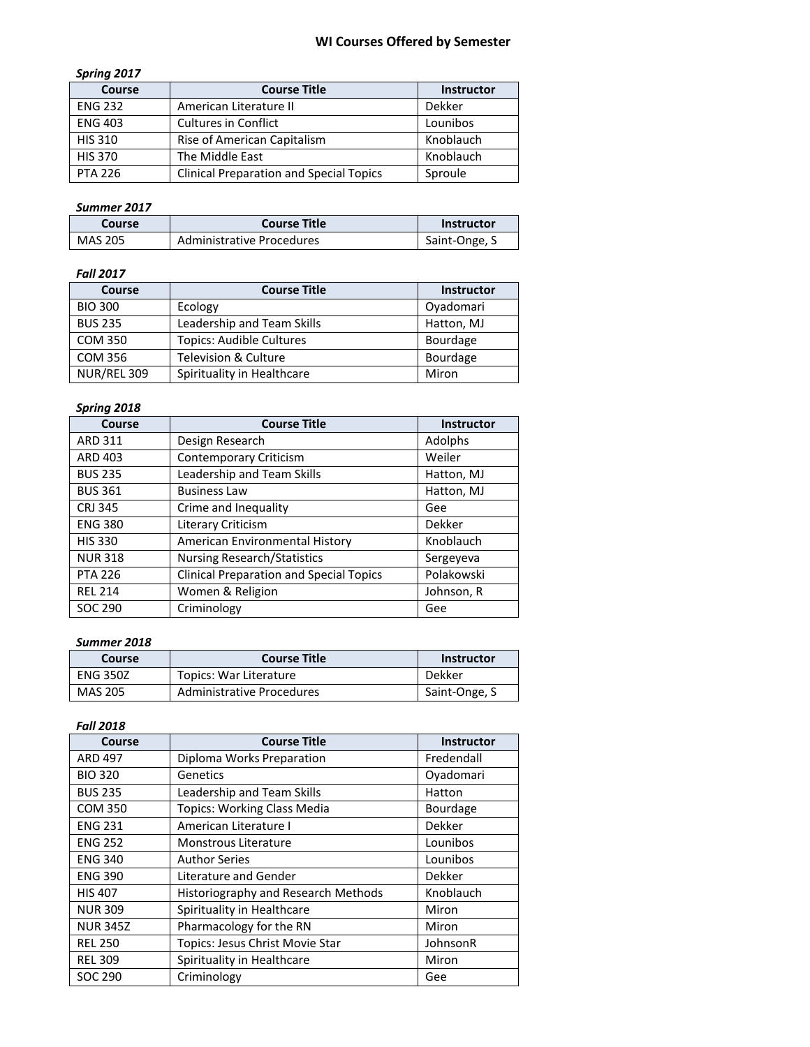# WI Courses Offered by Semester

***Spring 2017***

| Course | Course Title | Instructor |
|---|---|---|
| ENG 232 | American Literature II | Dekker |
| ENG 403 | Cultures in Conflict | Lounibos |
| HIS 310 | Rise of American Capitalism | Knoblauch |
| HIS 370 | The Middle East | Knoblauch |
| PTA 226 | Clinical Preparation and Special Topics | Sproule |

***Summer 2017***

| Course | Course Title | Instructor |
|---|---|---|
| MAS 205 | Administrative Procedures | Saint-Onge, S |

***Fall 2017***

| Course | Course Title | Instructor |
|---|---|---|
| BIO 300 | Ecology | Oyadomari |
| BUS 235 | Leadership and Team Skills | Hatton, MJ |
| COM 350 | Topics: Audible Cultures | Bourdage |
| COM 356 | Television & Culture | Bourdage |
| NUR/REL 309 | Spirituality in Healthcare | Miron |

***Spring 2018***

| Course | Course Title | Instructor |
|---|---|---|
| ARD 311 | Design Research | Adolphs |
| ARD 403 | Contemporary Criticism | Weiler |
| BUS 235 | Leadership and Team Skills | Hatton, MJ |
| BUS 361 | Business Law | Hatton, MJ |
| CRJ 345 | Crime and Inequality | Gee |
| ENG 380 | Literary Criticism | Dekker |
| HIS 330 | American Environmental History | Knoblauch |
| NUR 318 | Nursing Research/Statistics | Sergeyeva |
| PTA 226 | Clinical Preparation and Special Topics | Polakowski |
| REL 214 | Women & Religion | Johnson, R |
| SOC 290 | Criminology | Gee |

***Summer 2018***

| Course | Course Title | Instructor |
|---|---|---|
| ENG 350Z | Topics: War Literature | Dekker |
| MAS 205 | Administrative Procedures | Saint-Onge, S |

***Fall 2018***

| Course | Course Title | Instructor |
|---|---|---|
| ARD 497 | Diploma Works Preparation | Fredendall |
| BIO 320 | Genetics | Oyadomari |
| BUS 235 | Leadership and Team Skills | Hatton |
| COM 350 | Topics: Working Class Media | Bourdage |
| ENG 231 | American Literature I | Dekker |
| ENG 252 | Monstrous Literature | Lounibos |
| ENG 340 | Author Series | Lounibos |
| ENG 390 | Literature and Gender | Dekker |
| HIS 407 | Historiography and Research Methods | Knoblauch |
| NUR 309 | Spirituality in Healthcare | Miron |
| NUR 345Z | Pharmacology for the RN | Miron |
| REL 250 | Topics: Jesus Christ Movie Star | JohnsonR |
| REL 309 | Spirituality in Healthcare | Miron |
| SOC 290 | Criminology | Gee |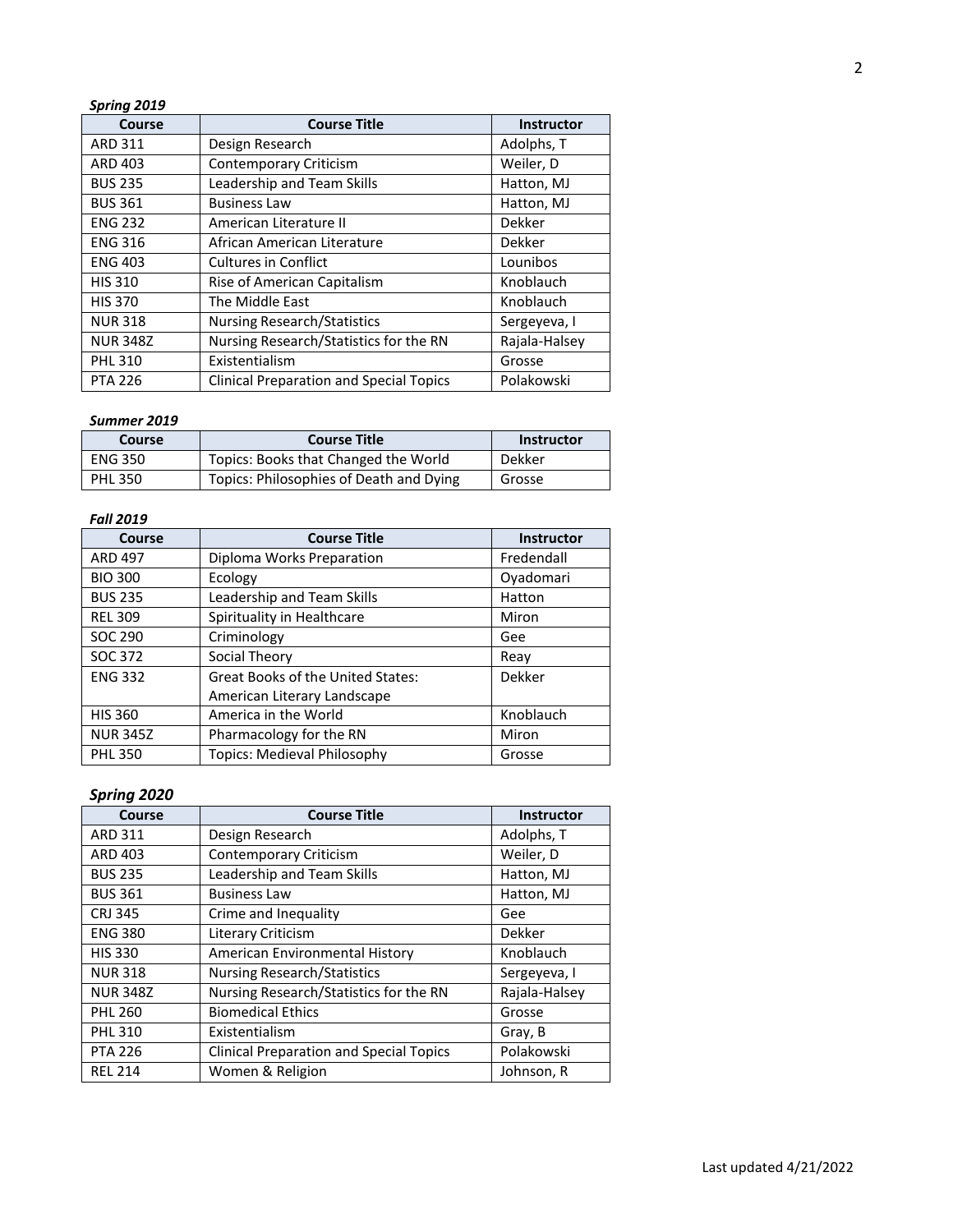***Spring 2019***

| Course | Course Title | Instructor |
|---|---|---|
| ARD 311 | Design Research | Adolphs, T |
| ARD 403 | Contemporary Criticism | Weiler, D |
| BUS 235 | Leadership and Team Skills | Hatton, MJ |
| BUS 361 | Business Law | Hatton, MJ |
| ENG 232 | American Literature II | Dekker |
| ENG 316 | African American Literature | Dekker |
| ENG 403 | Cultures in Conflict | Lounibos |
| HIS 310 | Rise of American Capitalism | Knoblauch |
| HIS 370 | The Middle East | Knoblauch |
| NUR 318 | Nursing Research/Statistics | Sergeyeva, I |
| NUR 348Z | Nursing Research/Statistics for the RN | Rajala-Halsey |
| PHL 310 | Existentialism | Grosse |
| PTA 226 | Clinical Preparation and Special Topics | Polakowski |

***Summer 2019***

| Course | Course Title | Instructor |
|---|---|---|
| ENG 350 | Topics: Books that Changed the World | Dekker |
| PHL 350 | Topics: Philosophies of Death and Dying | Grosse |

***Fall 2019***

| Course | Course Title | Instructor |
|---|---|---|
| ARD 497 | Diploma Works Preparation | Fredendall |
| BIO 300 | Ecology | Oyadomari |
| BUS 235 | Leadership and Team Skills | Hatton |
| REL 309 | Spirituality in Healthcare | Miron |
| SOC 290 | Criminology | Gee |
| SOC 372 | Social Theory | Reay |
| ENG 332 | Great Books of the United States: American Literary Landscape | Dekker |
| HIS 360 | America in the World | Knoblauch |
| NUR 345Z | Pharmacology for the RN | Miron |
| PHL 350 | Topics: Medieval Philosophy | Grosse |

***Spring 2020***

| Course | Course Title | Instructor |
|---|---|---|
| ARD 311 | Design Research | Adolphs, T |
| ARD 403 | Contemporary Criticism | Weiler, D |
| BUS 235 | Leadership and Team Skills | Hatton, MJ |
| BUS 361 | Business Law | Hatton, MJ |
| CRJ 345 | Crime and Inequality | Gee |
| ENG 380 | Literary Criticism | Dekker |
| HIS 330 | American Environmental History | Knoblauch |
| NUR 318 | Nursing Research/Statistics | Sergeyeva, I |
| NUR 348Z | Nursing Research/Statistics for the RN | Rajala-Halsey |
| PHL 260 | Biomedical Ethics | Grosse |
| PHL 310 | Existentialism | Gray, B |
| PTA 226 | Clinical Preparation and Special Topics | Polakowski |
| REL 214 | Women & Religion | Johnson, R |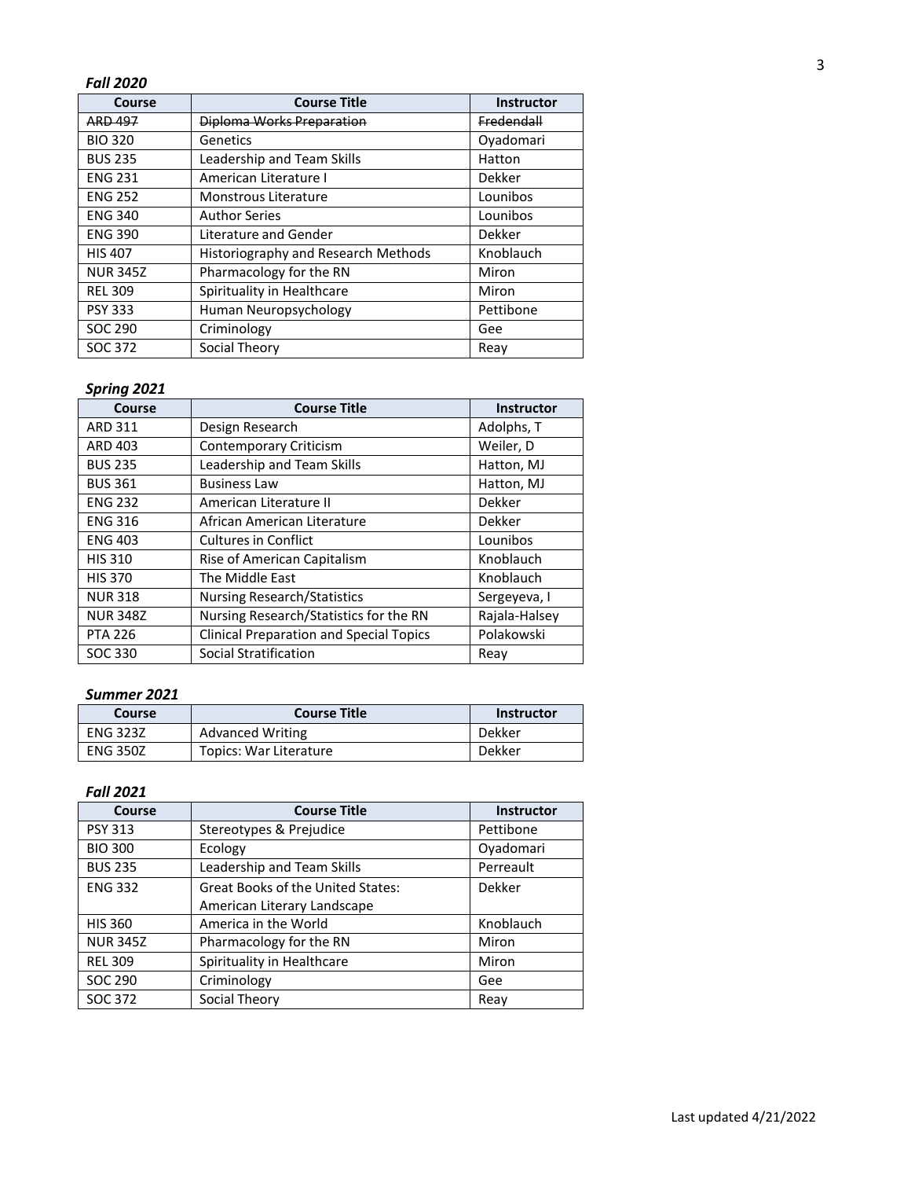***Fall 2020***

| Course | Course Title | Instructor |
|---|---|---|
| ~~ARD 497~~ | ~~Diploma Works Preparation~~ | ~~Fredendall~~ |
| BIO 320 | Genetics | Oyadomari |
| BUS 235 | Leadership and Team Skills | Hatton |
| ENG 231 | American Literature I | Dekker |
| ENG 252 | Monstrous Literature | Lounibos |
| ENG 340 | Author Series | Lounibos |
| ENG 390 | Literature and Gender | Dekker |
| HIS 407 | Historiography and Research Methods | Knoblauch |
| NUR 345Z | Pharmacology for the RN | Miron |
| REL 309 | Spirituality in Healthcare | Miron |
| PSY 333 | Human Neuropsychology | Pettibone |
| SOC 290 | Criminology | Gee |
| SOC 372 | Social Theory | Reay |

***Spring 2021***

| Course | Course Title | Instructor |
|---|---|---|
| ARD 311 | Design Research | Adolphs, T |
| ARD 403 | Contemporary Criticism | Weiler, D |
| BUS 235 | Leadership and Team Skills | Hatton, MJ |
| BUS 361 | Business Law | Hatton, MJ |
| ENG 232 | American Literature II | Dekker |
| ENG 316 | African American Literature | Dekker |
| ENG 403 | Cultures in Conflict | Lounibos |
| HIS 310 | Rise of American Capitalism | Knoblauch |
| HIS 370 | The Middle East | Knoblauch |
| NUR 318 | Nursing Research/Statistics | Sergeyeva, I |
| NUR 348Z | Nursing Research/Statistics for the RN | Rajala-Halsey |
| PTA 226 | Clinical Preparation and Special Topics | Polakowski |
| SOC 330 | Social Stratification | Reay |

***Summer 2021***

| Course | Course Title | Instructor |
|---|---|---|
| ENG 323Z | Advanced Writing | Dekker |
| ENG 350Z | Topics: War Literature | Dekker |

***Fall 2021***

| Course | Course Title | Instructor |
|---|---|---|
| PSY 313 | Stereotypes & Prejudice | Pettibone |
| BIO 300 | Ecology | Oyadomari |
| BUS 235 | Leadership and Team Skills | Perreault |
| ENG 332 | Great Books of the United States: American Literary Landscape | Dekker |
| HIS 360 | America in the World | Knoblauch |
| NUR 345Z | Pharmacology for the RN | Miron |
| REL 309 | Spirituality in Healthcare | Miron |
| SOC 290 | Criminology | Gee |
| SOC 372 | Social Theory | Reay |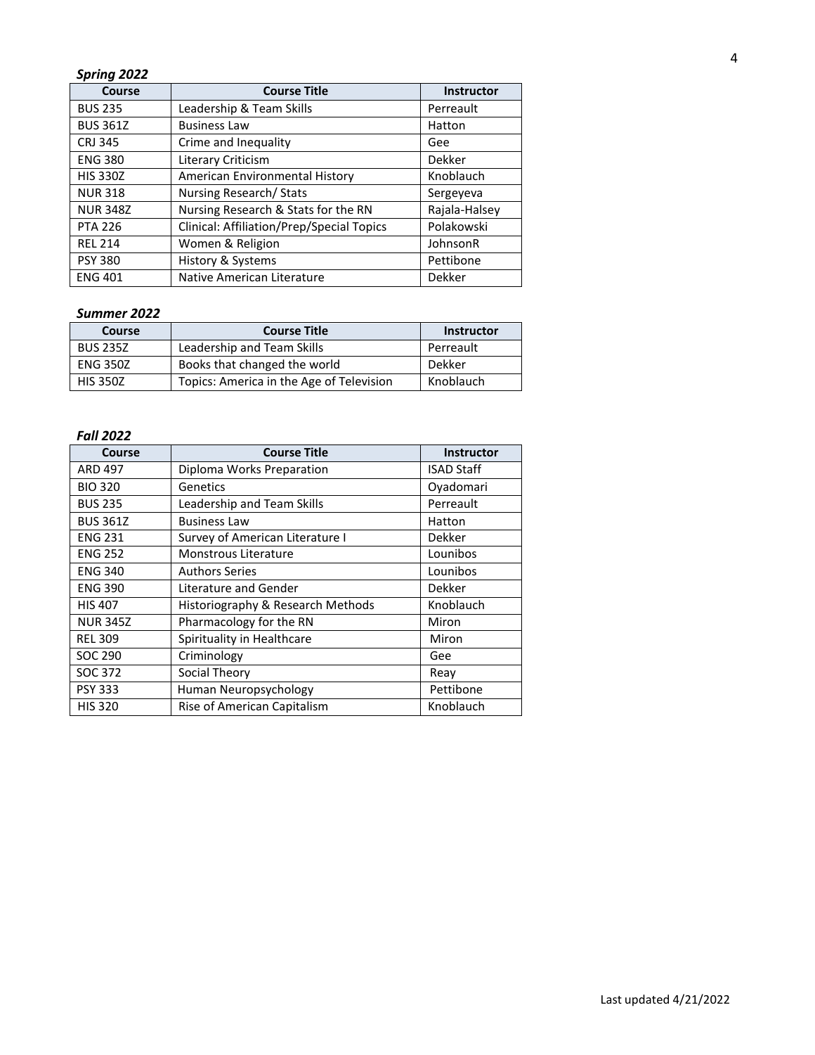***Spring 2022***

| Course | Course Title | Instructor |
| --- | --- | --- |
| BUS 235 | Leadership & Team Skills | Perreault |
| BUS 361Z | Business Law | Hatton |
| CRJ 345 | Crime and Inequality | Gee |
| ENG 380 | Literary Criticism | Dekker |
| HIS 330Z | American Environmental History | Knoblauch |
| NUR 318 | Nursing Research/ Stats | Sergeyeva |
| NUR 348Z | Nursing Research & Stats for the RN | Rajala-Halsey |
| PTA 226 | Clinical: Affiliation/Prep/Special Topics | Polakowski |
| REL 214 | Women & Religion | JohnsonR |
| PSY 380 | History & Systems | Pettibone |
| ENG 401 | Native American Literature | Dekker |

***Summer 2022***

| Course | Course Title | Instructor |
| --- | --- | --- |
| BUS 235Z | Leadership and Team Skills | Perreault |
| ENG 350Z | Books that changed the world | Dekker |
| HIS 350Z | Topics: America in the Age of Television | Knoblauch |

***Fall 2022***

| Course | Course Title | Instructor |
| --- | --- | --- |
| ARD 497 | Diploma Works Preparation | ISAD Staff |
| BIO 320 | Genetics | Oyadomari |
| BUS 235 | Leadership and Team Skills | Perreault |
| BUS 361Z | Business Law | Hatton |
| ENG 231 | Survey of American Literature I | Dekker |
| ENG 252 | Monstrous Literature | Lounibos |
| ENG 340 | Authors Series | Lounibos |
| ENG 390 | Literature and Gender | Dekker |
| HIS 407 | Historiography & Research Methods | Knoblauch |
| NUR 345Z | Pharmacology for the RN | Miron |
| REL 309 | Spirituality in Healthcare | Miron |
| SOC 290 | Criminology | Gee |
| SOC 372 | Social Theory | Reay |
| PSY 333 | Human Neuropsychology | Pettibone |
| HIS 320 | Rise of American Capitalism | Knoblauch |

Last updated 4/21/2022